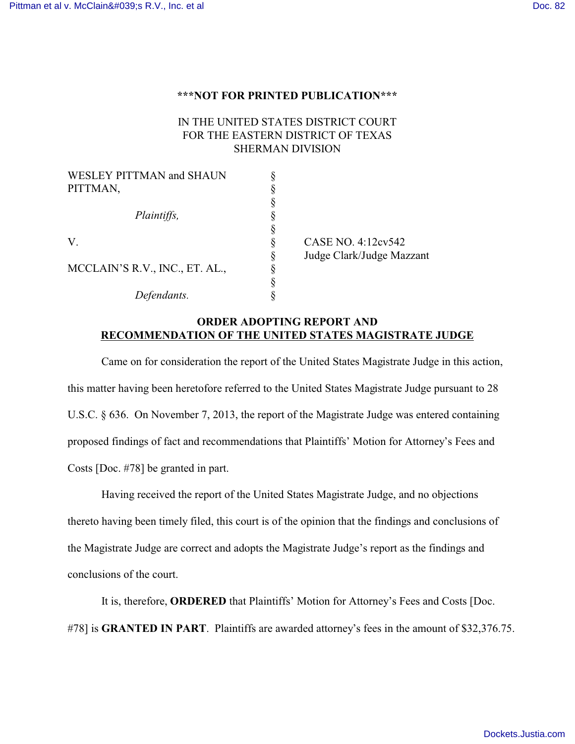**\*\*\*NOT FOR PRINTED PUBLICATION\*\*\***

IN THE UNITED STATES DISTRICT COURT
FOR THE EASTERN DISTRICT OF TEXAS
SHERMAN DIVISION

| | | |
|---|---|---|
| WESLEY PITTMAN and SHAUN PITTMAN, | § | |
| | § | |
| *Plaintiffs,* | § | |
| | § | |
| V. | § | CASE NO. 4:12cv542 |
| | § | Judge Clark/Judge Mazzant |
| MCCLAIN'S R.V., INC., ET. AL., | § | |
| | § | |
| *Defendants.* | § | |

**ORDER ADOPTING REPORT AND RECOMMENDATION OF THE UNITED STATES MAGISTRATE JUDGE**

Came on for consideration the report of the United States Magistrate Judge in this action, this matter having been heretofore referred to the United States Magistrate Judge pursuant to 28 U.S.C. § 636. On November 7, 2013, the report of the Magistrate Judge was entered containing proposed findings of fact and recommendations that Plaintiffs' Motion for Attorney's Fees and Costs [Doc. #78] be granted in part.

Having received the report of the United States Magistrate Judge, and no objections thereto having been timely filed, this court is of the opinion that the findings and conclusions of the Magistrate Judge are correct and adopts the Magistrate Judge's report as the findings and conclusions of the court.

It is, therefore, **ORDERED** that Plaintiffs' Motion for Attorney's Fees and Costs [Doc. #78] is **GRANTED IN PART**. Plaintiffs are awarded attorney's fees in the amount of $32,376.75.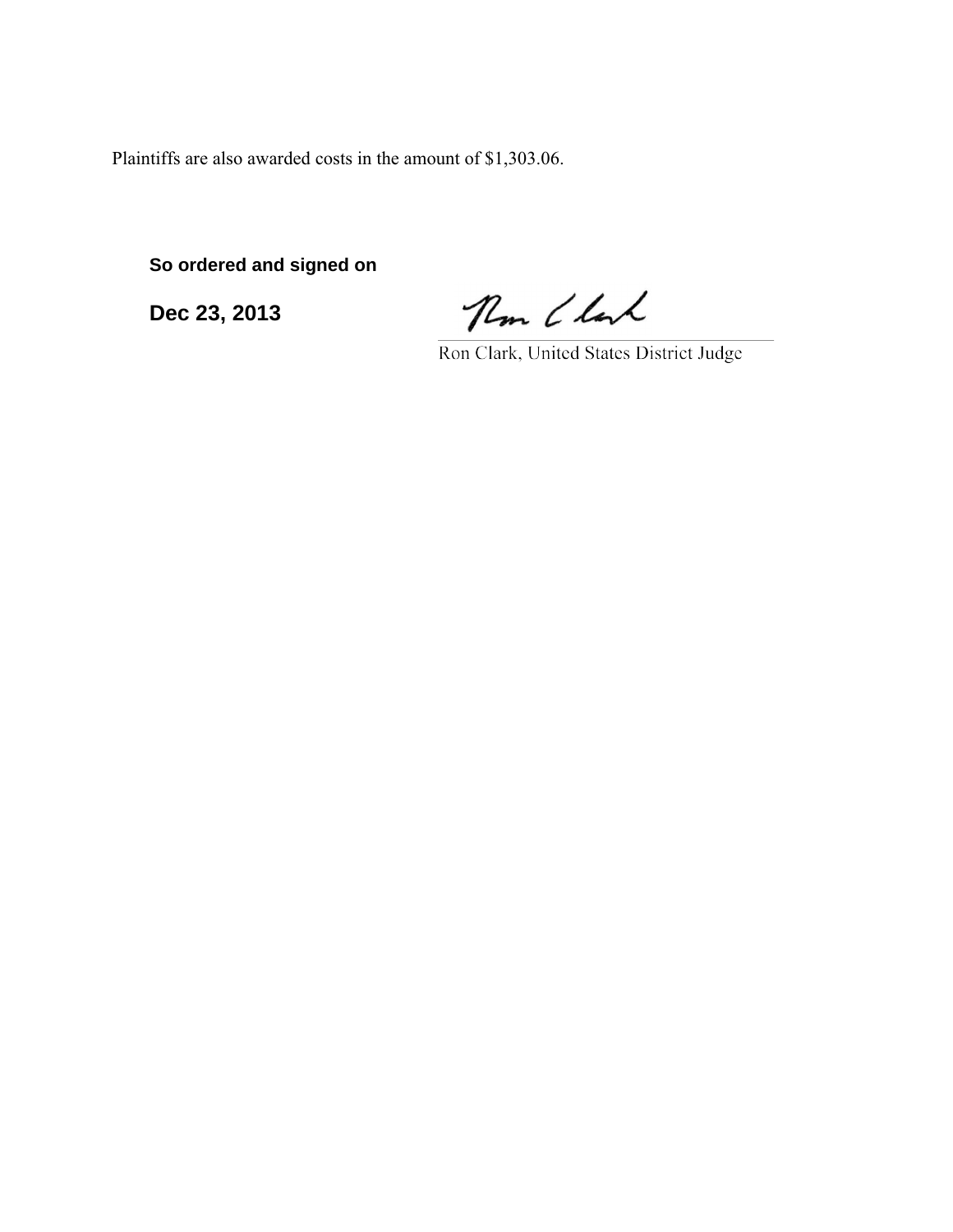Plaintiffs are also awarded costs in the amount of $1,303.06.

**So ordered and signed on**

**Dec 23, 2013**

Ron Clark, United States District Judge